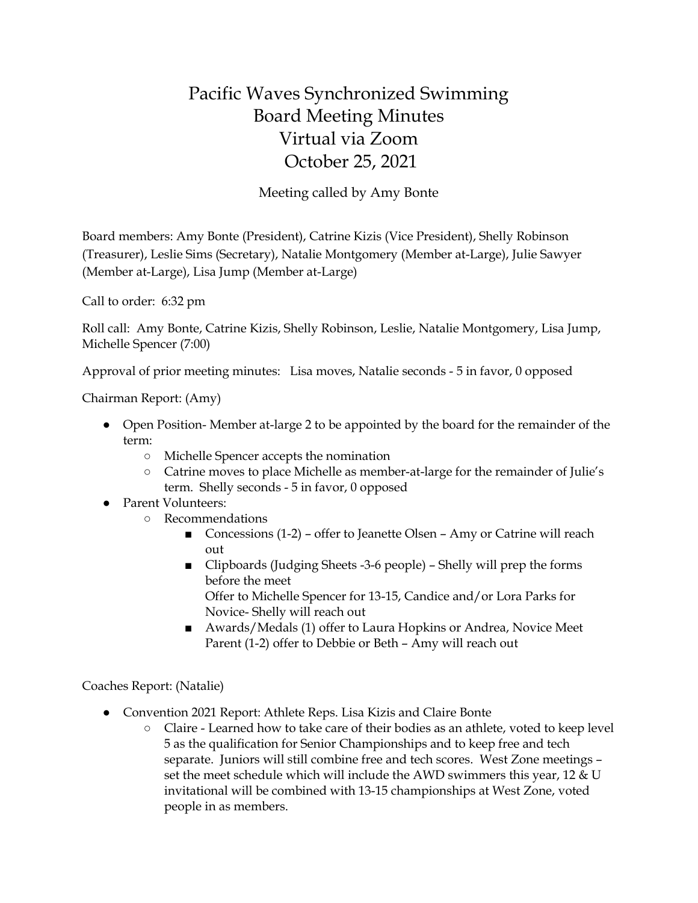# Pacific Waves Synchronized Swimming
# Board Meeting Minutes
# Virtual via Zoom
# October 25, 2021

Meeting called by Amy Bonte

Board members: Amy Bonte (President), Catrine Kizis (Vice President), Shelly Robinson (Treasurer), Leslie Sims (Secretary), Natalie Montgomery (Member at-Large), Julie Sawyer (Member at-Large), Lisa Jump (Member at-Large)

Call to order: 6:32 pm

Roll call: Amy Bonte, Catrine Kizis, Shelly Robinson, Leslie, Natalie Montgomery, Lisa Jump, Michelle Spencer (7:00)

Approval of prior meeting minutes: Lisa moves, Natalie seconds - 5 in favor, 0 opposed

Chairman Report: (Amy)

- Open Position- Member at-large 2 to be appointed by the board for the remainder of the term:
  - Michelle Spencer accepts the nomination
  - Catrine moves to place Michelle as member-at-large for the remainder of Julie's term. Shelly seconds - 5 in favor, 0 opposed
- Parent Volunteers:
  - Recommendations
    - Concessions (1-2) – offer to Jeanette Olsen – Amy or Catrine will reach out
    - Clipboards (Judging Sheets -3-6 people) – Shelly will prep the forms before the meet
      Offer to Michelle Spencer for 13-15, Candice and/or Lora Parks for Novice- Shelly will reach out
    - Awards/Medals (1) offer to Laura Hopkins or Andrea, Novice Meet Parent (1-2) offer to Debbie or Beth – Amy will reach out

Coaches Report: (Natalie)

- Convention 2021 Report: Athlete Reps. Lisa Kizis and Claire Bonte
  - Claire - Learned how to take care of their bodies as an athlete, voted to keep level 5 as the qualification for Senior Championships and to keep free and tech separate. Juniors will still combine free and tech scores. West Zone meetings – set the meet schedule which will include the AWD swimmers this year, 12 & U invitational will be combined with 13-15 championships at West Zone, voted people in as members.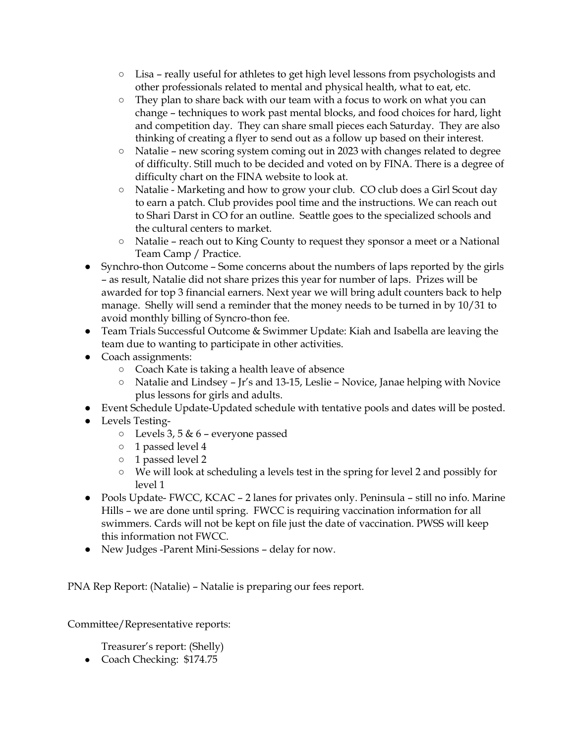- Lisa – really useful for athletes to get high level lessons from psychologists and other professionals related to mental and physical health, what to eat, etc.
  - They plan to share back with our team with a focus to work on what you can change – techniques to work past mental blocks, and food choices for hard, light and competition day. They can share small pieces each Saturday. They are also thinking of creating a flyer to send out as a follow up based on their interest.
  - Natalie – new scoring system coming out in 2023 with changes related to degree of difficulty. Still much to be decided and voted on by FINA. There is a degree of difficulty chart on the FINA website to look at.
  - Natalie - Marketing and how to grow your club. CO club does a Girl Scout day to earn a patch. Club provides pool time and the instructions. We can reach out to Shari Darst in CO for an outline. Seattle goes to the specialized schools and the cultural centers to market.
  - Natalie – reach out to King County to request they sponsor a meet or a National Team Camp / Practice.
- Synchro-thon Outcome – Some concerns about the numbers of laps reported by the girls – as result, Natalie did not share prizes this year for number of laps. Prizes will be awarded for top 3 financial earners. Next year we will bring adult counters back to help manage. Shelly will send a reminder that the money needs to be turned in by 10/31 to avoid monthly billing of Syncro-thon fee.
- Team Trials Successful Outcome & Swimmer Update: Kiah and Isabella are leaving the team due to wanting to participate in other activities.
- Coach assignments:
  - Coach Kate is taking a health leave of absence
  - Natalie and Lindsey – Jr's and 13-15, Leslie – Novice, Janae helping with Novice plus lessons for girls and adults.
- Event Schedule Update-Updated schedule with tentative pools and dates will be posted.
- Levels Testing-
  - Levels 3, 5 & 6 – everyone passed
  - 1 passed level 4
  - 1 passed level 2
  - We will look at scheduling a levels test in the spring for level 2 and possibly for level 1
- Pools Update- FWCC, KCAC – 2 lanes for privates only. Peninsula – still no info. Marine Hills – we are done until spring. FWCC is requiring vaccination information for all swimmers. Cards will not be kept on file just the date of vaccination. PWSS will keep this information not FWCC.
- New Judges -Parent Mini-Sessions – delay for now.

PNA Rep Report: (Natalie) – Natalie is preparing our fees report.

Committee/Representative reports:

Treasurer's report: (Shelly)

- Coach Checking: $174.75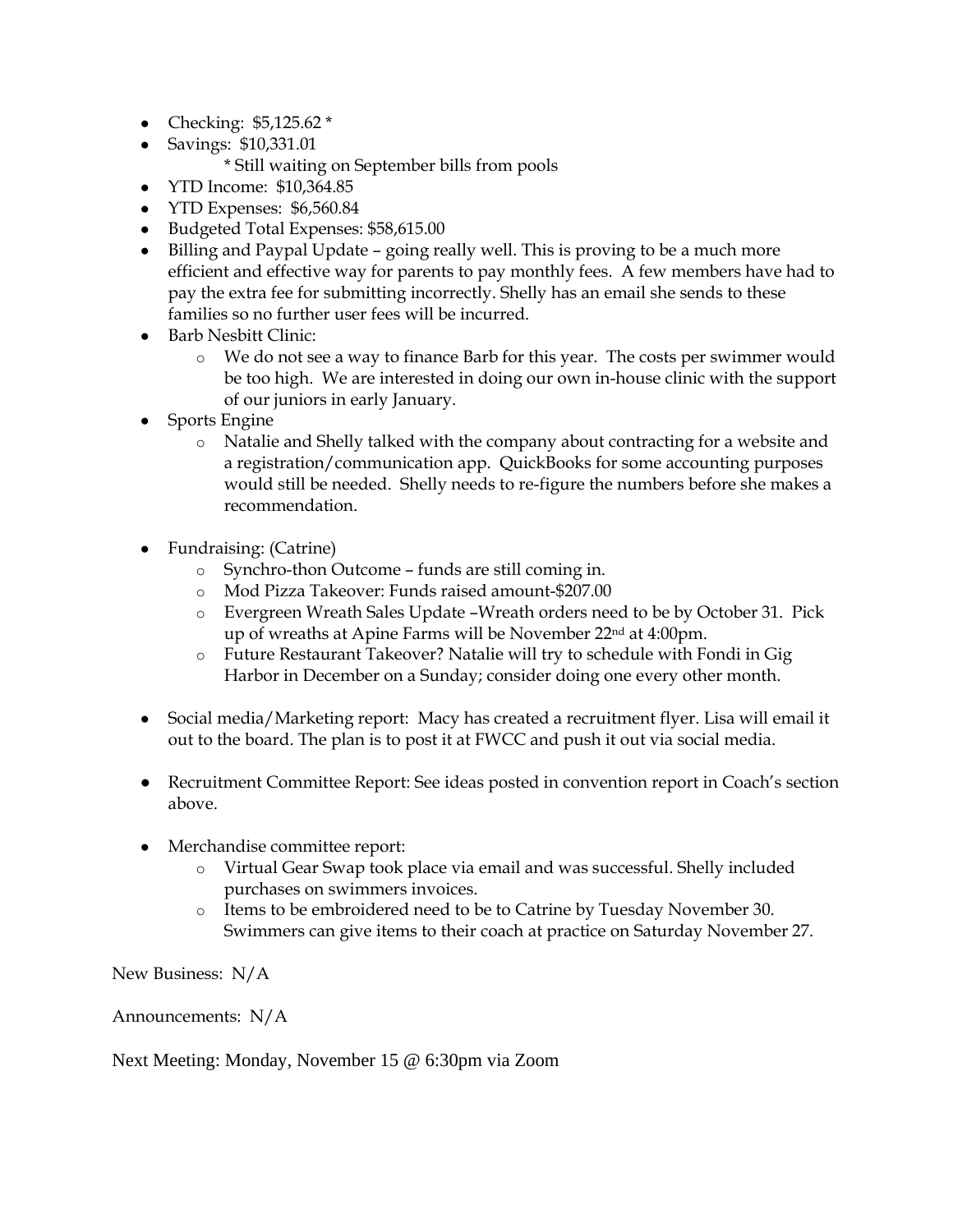- Checking: $5,125.62 *
- Savings: $10,331.01
  * Still waiting on September bills from pools
- YTD Income: $10,364.85
- YTD Expenses: $6,560.84
- Budgeted Total Expenses: $58,615.00
- Billing and Paypal Update – going really well. This is proving to be a much more efficient and effective way for parents to pay monthly fees. A few members have had to pay the extra fee for submitting incorrectly. Shelly has an email she sends to these families so no further user fees will be incurred.
- Barb Nesbitt Clinic:
  - We do not see a way to finance Barb for this year. The costs per swimmer would be too high. We are interested in doing our own in-house clinic with the support of our juniors in early January.
- Sports Engine
  - Natalie and Shelly talked with the company about contracting for a website and a registration/communication app. QuickBooks for some accounting purposes would still be needed. Shelly needs to re-figure the numbers before she makes a recommendation.

- Fundraising: (Catrine)
  - Synchro-thon Outcome – funds are still coming in.
  - Mod Pizza Takeover: Funds raised amount-$207.00
  - Evergreen Wreath Sales Update –Wreath orders need to be by October 31. Pick up of wreaths at Apine Farms will be November 22nd at 4:00pm.
  - Future Restaurant Takeover? Natalie will try to schedule with Fondi in Gig Harbor in December on a Sunday; consider doing one every other month.

- Social media/Marketing report: Macy has created a recruitment flyer. Lisa will email it out to the board. The plan is to post it at FWCC and push it out via social media.

- Recruitment Committee Report: See ideas posted in convention report in Coach's section above.

- Merchandise committee report:
  - Virtual Gear Swap took place via email and was successful. Shelly included purchases on swimmers invoices.
  - Items to be embroidered need to be to Catrine by Tuesday November 30. Swimmers can give items to their coach at practice on Saturday November 27.

New Business: N/A

Announcements: N/A

Next Meeting: Monday, November 15 @ 6:30pm via Zoom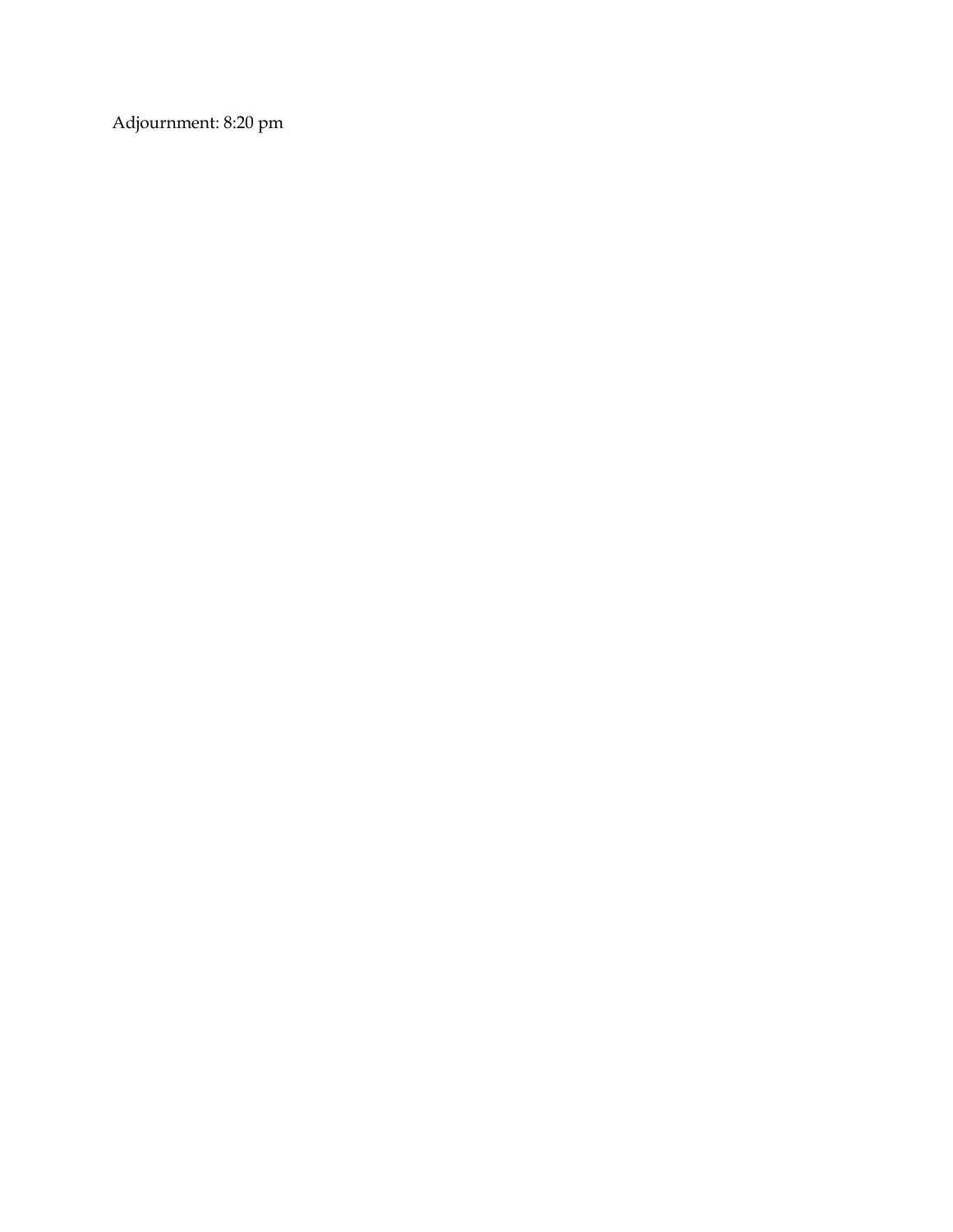Adjournment: 8:20 pm